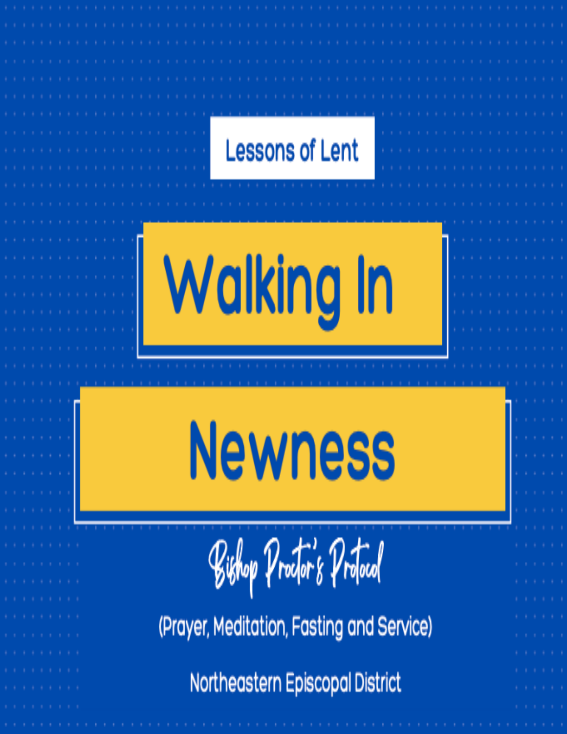Lessons of Lent

# Walking In Newness

*Bishop Proctor's Protocol*

(Prayer, Meditation, Fasting and Service)

Northeastern Episcopal District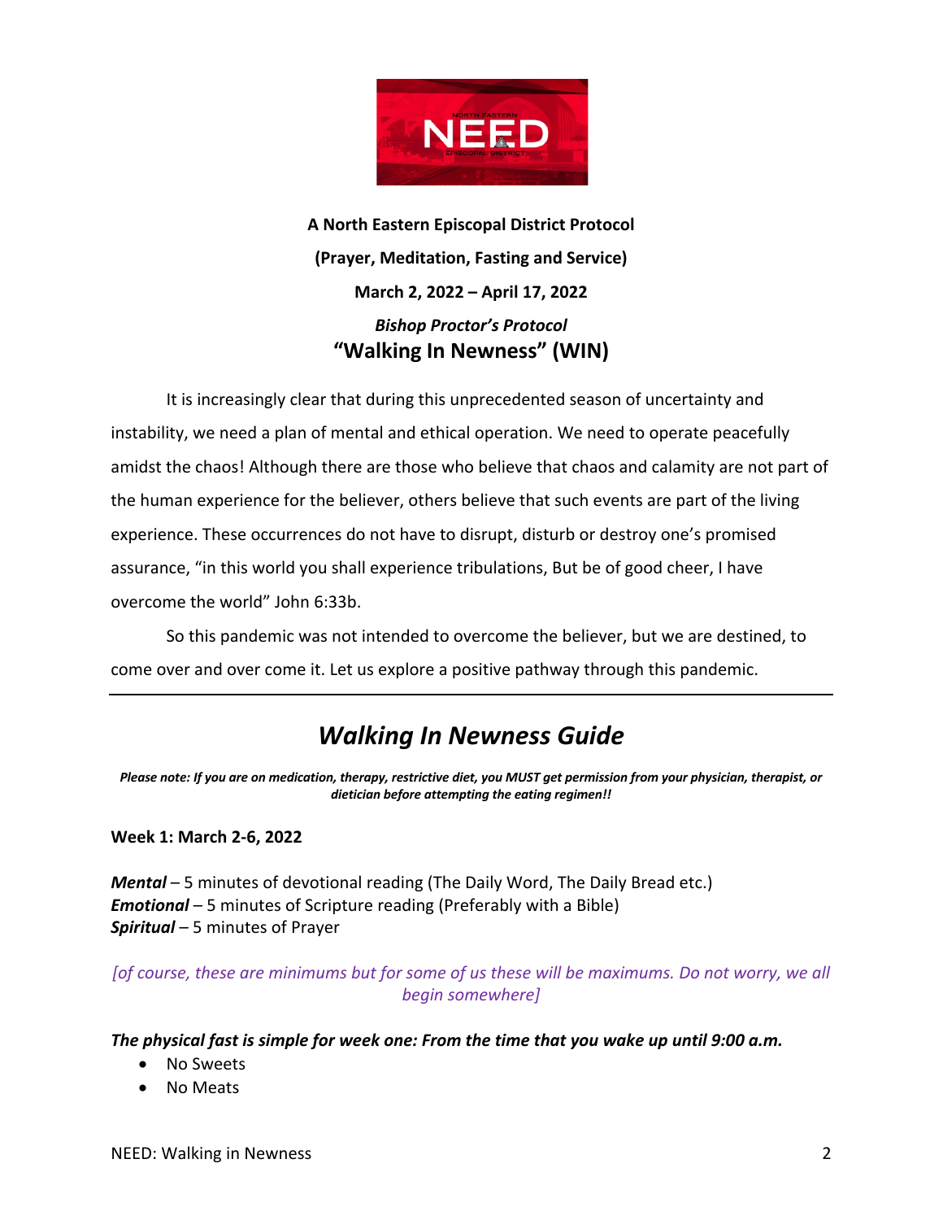**A North Eastern Episcopal District Protocol**

**(Prayer, Meditation, Fasting and Service)**

**March 2, 2022 – April 17, 2022**

***Bishop Proctor's Protocol***

**"Walking In Newness" (WIN)**

It is increasingly clear that during this unprecedented season of uncertainty and instability, we need a plan of mental and ethical operation. We need to operate peacefully amidst the chaos! Although there are those who believe that chaos and calamity are not part of the human experience for the believer, others believe that such events are part of the living experience. These occurrences do not have to disrupt, disturb or destroy one's promised assurance, "in this world you shall experience tribulations, But be of good cheer, I have overcome the world" John 6:33b.

So this pandemic was not intended to overcome the believer, but we are destined, to come over and over come it. Let us explore a positive pathway through this pandemic.

---

## *Walking In Newness Guide*

***Please note: If you are on medication, therapy, restrictive diet, you MUST get permission from your physician, therapist, or dietician before attempting the eating regimen!!***

**Week 1: March 2-6, 2022**

***Mental*** – 5 minutes of devotional reading (The Daily Word, The Daily Bread etc.)
***Emotional*** – 5 minutes of Scripture reading (Preferably with a Bible)
***Spiritual*** – 5 minutes of Prayer

*[of course, these are minimums but for some of us these will be maximums. Do not worry, we all begin somewhere]*

***The physical fast is simple for week one: From the time that you wake up until 9:00 a.m.***

- No Sweets
- No Meats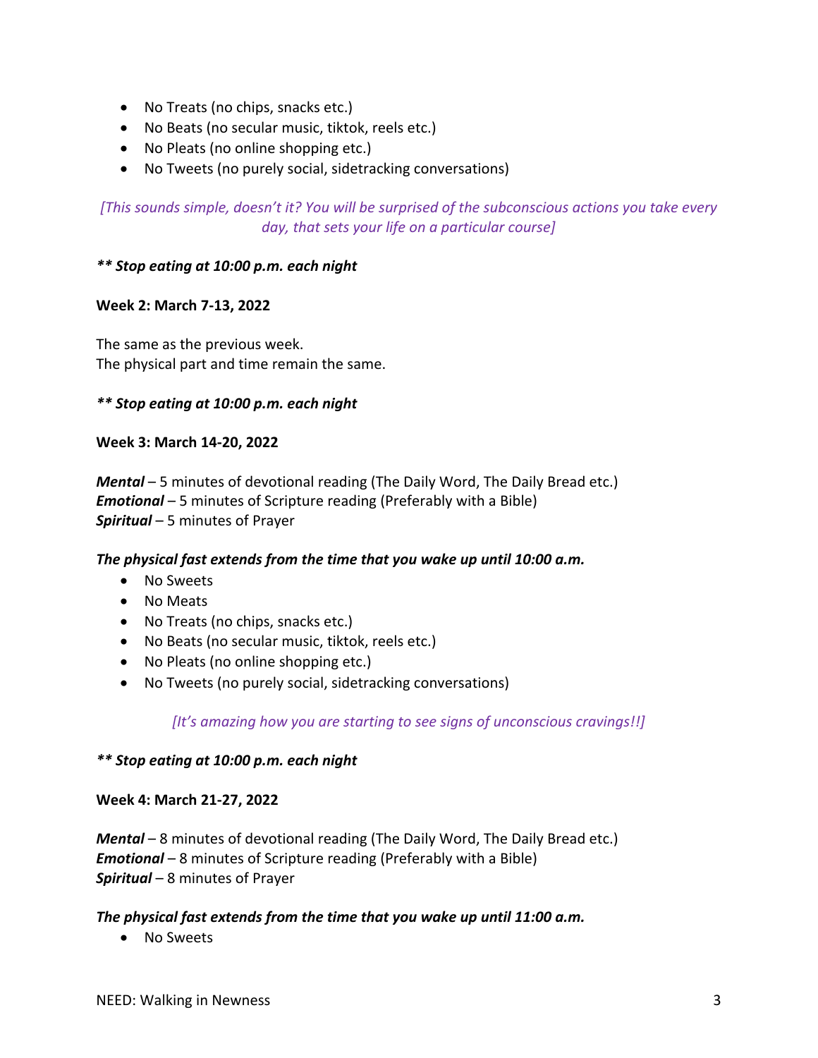- No Treats (no chips, snacks etc.)
- No Beats (no secular music, tiktok, reels etc.)
- No Pleats (no online shopping etc.)
- No Tweets (no purely social, sidetracking conversations)

*[This sounds simple, doesn't it? You will be surprised of the subconscious actions you take every day, that sets your life on a particular course]*

***\*\* Stop eating at 10:00 p.m. each night***

**Week 2: March 7-13, 2022**

The same as the previous week.
The physical part and time remain the same.

***\*\* Stop eating at 10:00 p.m. each night***

**Week 3: March 14-20, 2022**

***Mental*** – 5 minutes of devotional reading (The Daily Word, The Daily Bread etc.)
***Emotional*** – 5 minutes of Scripture reading (Preferably with a Bible)
***Spiritual*** – 5 minutes of Prayer

***The physical fast extends from the time that you wake up until 10:00 a.m.***

- No Sweets
- No Meats
- No Treats (no chips, snacks etc.)
- No Beats (no secular music, tiktok, reels etc.)
- No Pleats (no online shopping etc.)
- No Tweets (no purely social, sidetracking conversations)

*[It's amazing how you are starting to see signs of unconscious cravings!!]*

***\*\* Stop eating at 10:00 p.m. each night***

**Week 4: March 21-27, 2022**

***Mental*** – 8 minutes of devotional reading (The Daily Word, The Daily Bread etc.)
***Emotional*** – 8 minutes of Scripture reading (Preferably with a Bible)
***Spiritual*** – 8 minutes of Prayer

***The physical fast extends from the time that you wake up until 11:00 a.m.***

- No Sweets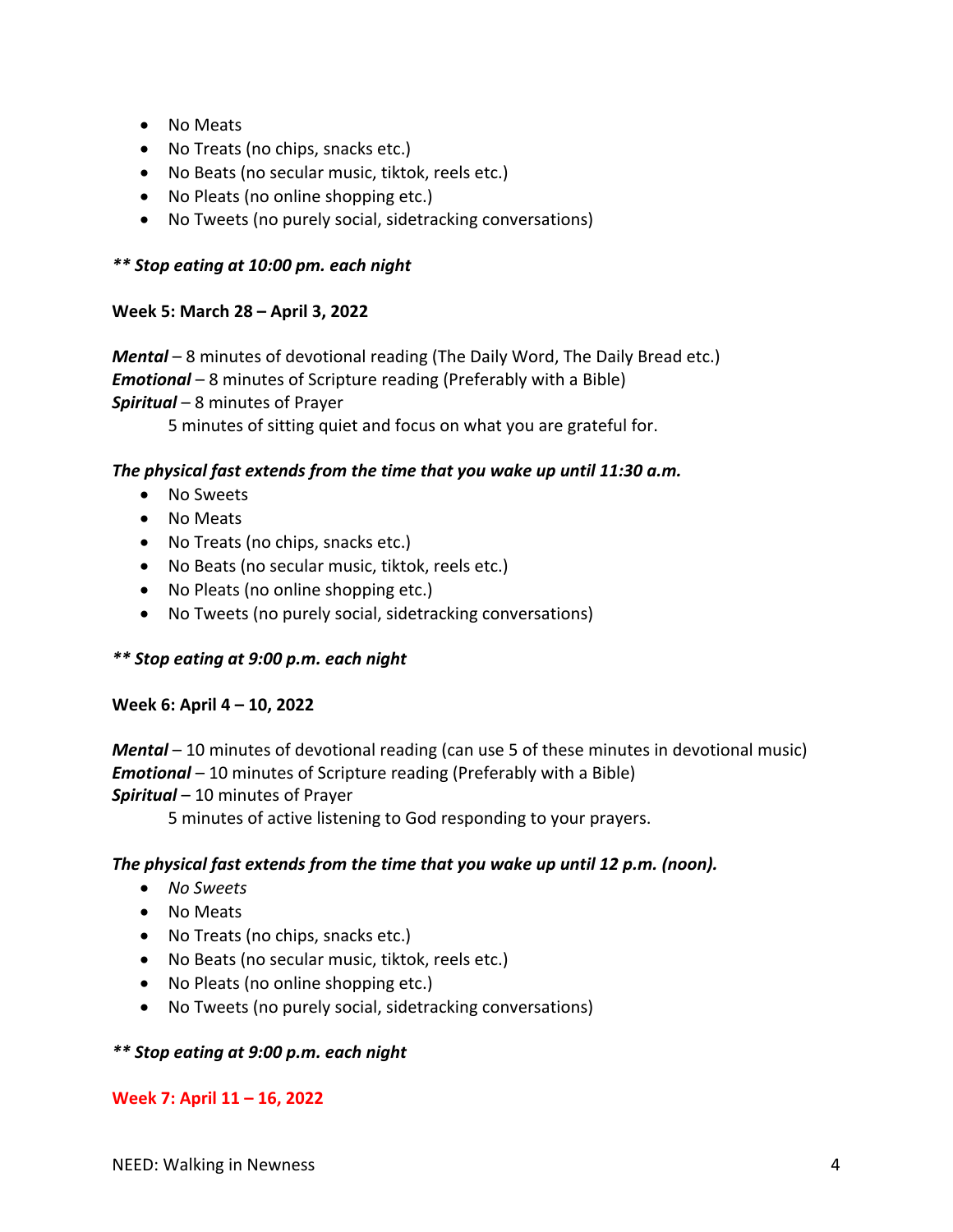- No Meats
- No Treats (no chips, snacks etc.)
- No Beats (no secular music, tiktok, reels etc.)
- No Pleats (no online shopping etc.)
- No Tweets (no purely social, sidetracking conversations)

***\*\* Stop eating at 10:00 pm. each night***

**Week 5: March 28 – April 3, 2022**

***Mental*** – 8 minutes of devotional reading (The Daily Word, The Daily Bread etc.)
***Emotional*** – 8 minutes of Scripture reading (Preferably with a Bible)
***Spiritual*** – 8 minutes of Prayer
5 minutes of sitting quiet and focus on what you are grateful for.

***The physical fast extends from the time that you wake up until 11:30 a.m.***

- No Sweets
- No Meats
- No Treats (no chips, snacks etc.)
- No Beats (no secular music, tiktok, reels etc.)
- No Pleats (no online shopping etc.)
- No Tweets (no purely social, sidetracking conversations)

***\*\* Stop eating at 9:00 p.m. each night***

**Week 6: April 4 – 10, 2022**

***Mental*** – 10 minutes of devotional reading (can use 5 of these minutes in devotional music)
***Emotional*** – 10 minutes of Scripture reading (Preferably with a Bible)
***Spiritual*** – 10 minutes of Prayer
5 minutes of active listening to God responding to your prayers.

***The physical fast extends from the time that you wake up until 12 p.m. (noon).***

- *No Sweets*
- No Meats
- No Treats (no chips, snacks etc.)
- No Beats (no secular music, tiktok, reels etc.)
- No Pleats (no online shopping etc.)
- No Tweets (no purely social, sidetracking conversations)

***\*\* Stop eating at 9:00 p.m. each night***

**Week 7: April 11 – 16, 2022**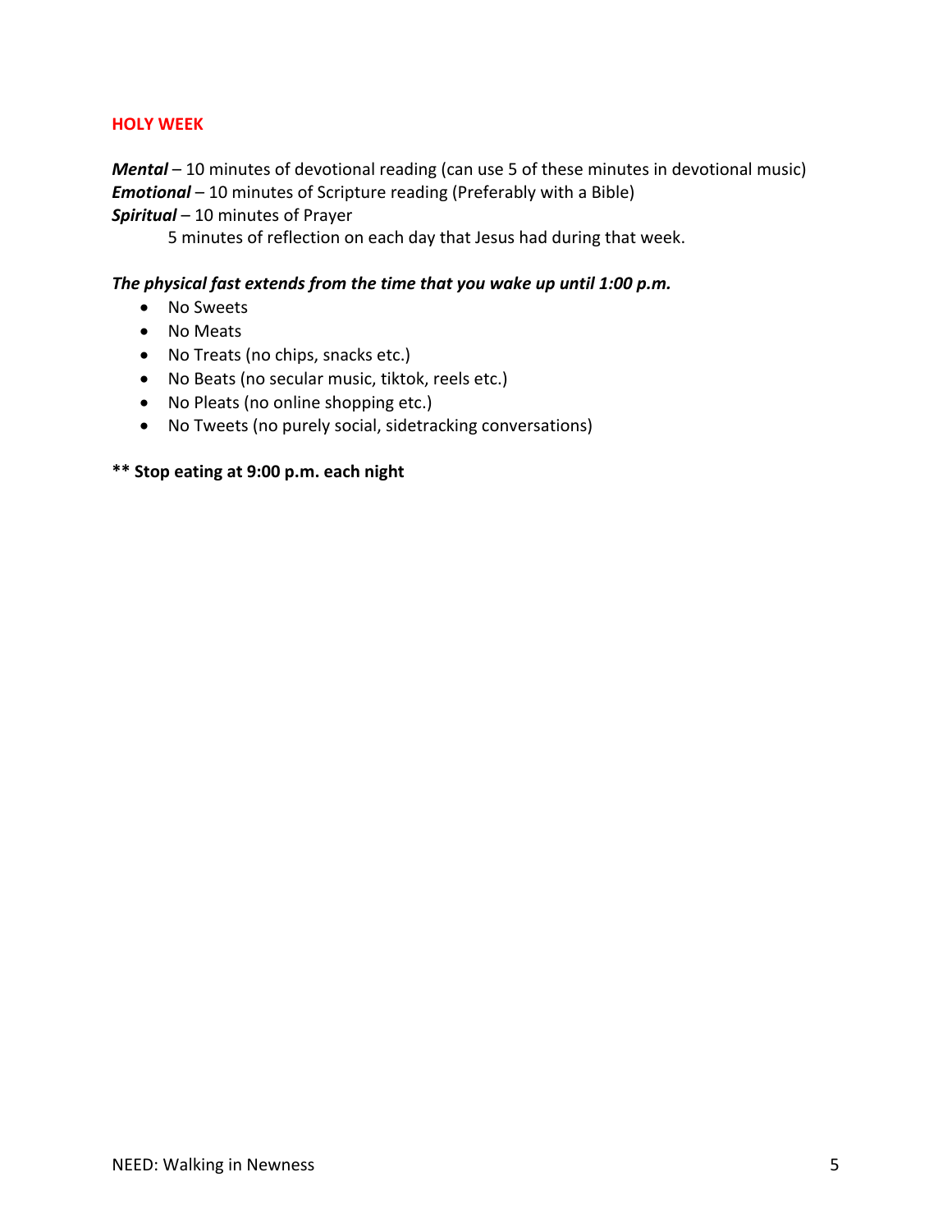## HOLY WEEK

***Mental*** – 10 minutes of devotional reading (can use 5 of these minutes in devotional music)
***Emotional*** – 10 minutes of Scripture reading (Preferably with a Bible)
***Spiritual*** – 10 minutes of Prayer

5 minutes of reflection on each day that Jesus had during that week.

***The physical fast extends from the time that you wake up until 1:00 p.m.***

- No Sweets
- No Meats
- No Treats (no chips, snacks etc.)
- No Beats (no secular music, tiktok, reels etc.)
- No Pleats (no online shopping etc.)
- No Tweets (no purely social, sidetracking conversations)

**** Stop eating at 9:00 p.m. each night**